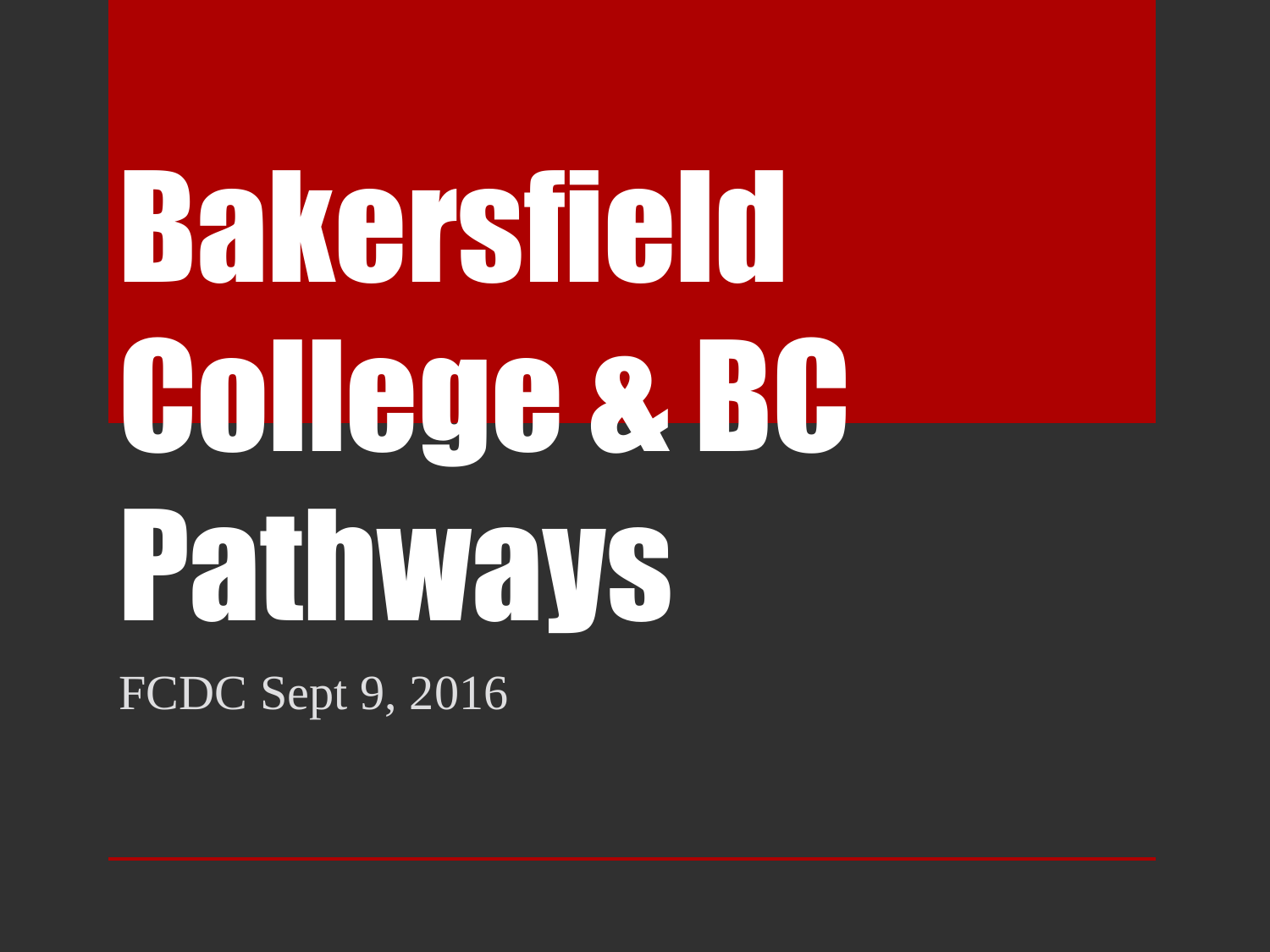# Bakersfield College & BC Pathways

FCDC Sept 9, 2016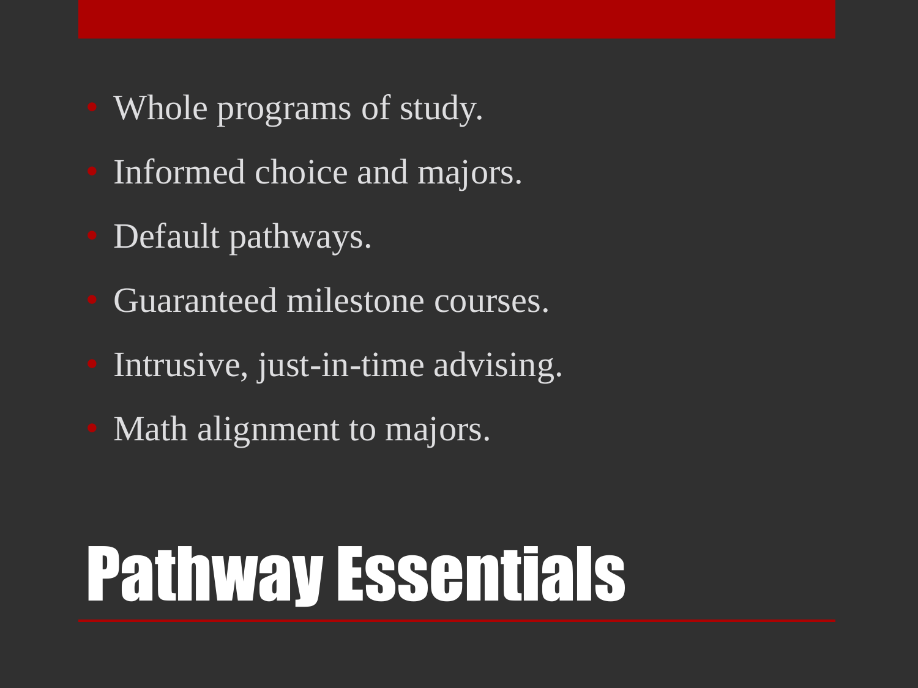# Pathway Essentials

- Whole programs of study.
- Informed choice and majors.
- Default pathways.
- Guaranteed milestone courses.
- Intrusive, just-in-time advising.
- Math alignment to majors.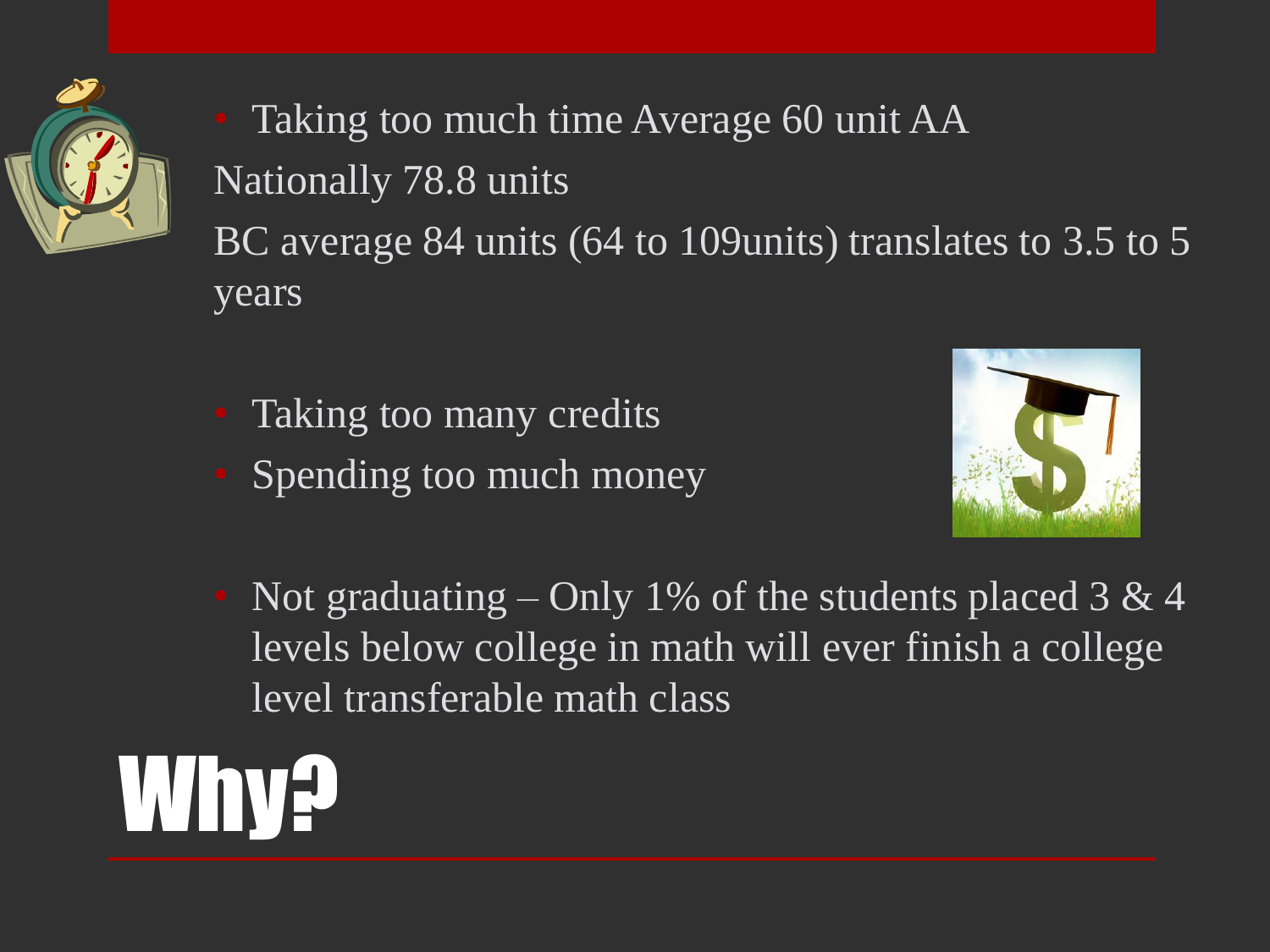# Why?

- Taking too much time Average 60 unit AA

  Nationally 78.8 units

  BC average 84 units (64 to 109units) translates to 3.5 to 5 years

- Taking too many credits
- Spending too much money

- Not graduating – Only 1% of the students placed 3 & 4 levels below college in math will ever finish a college level transferable math class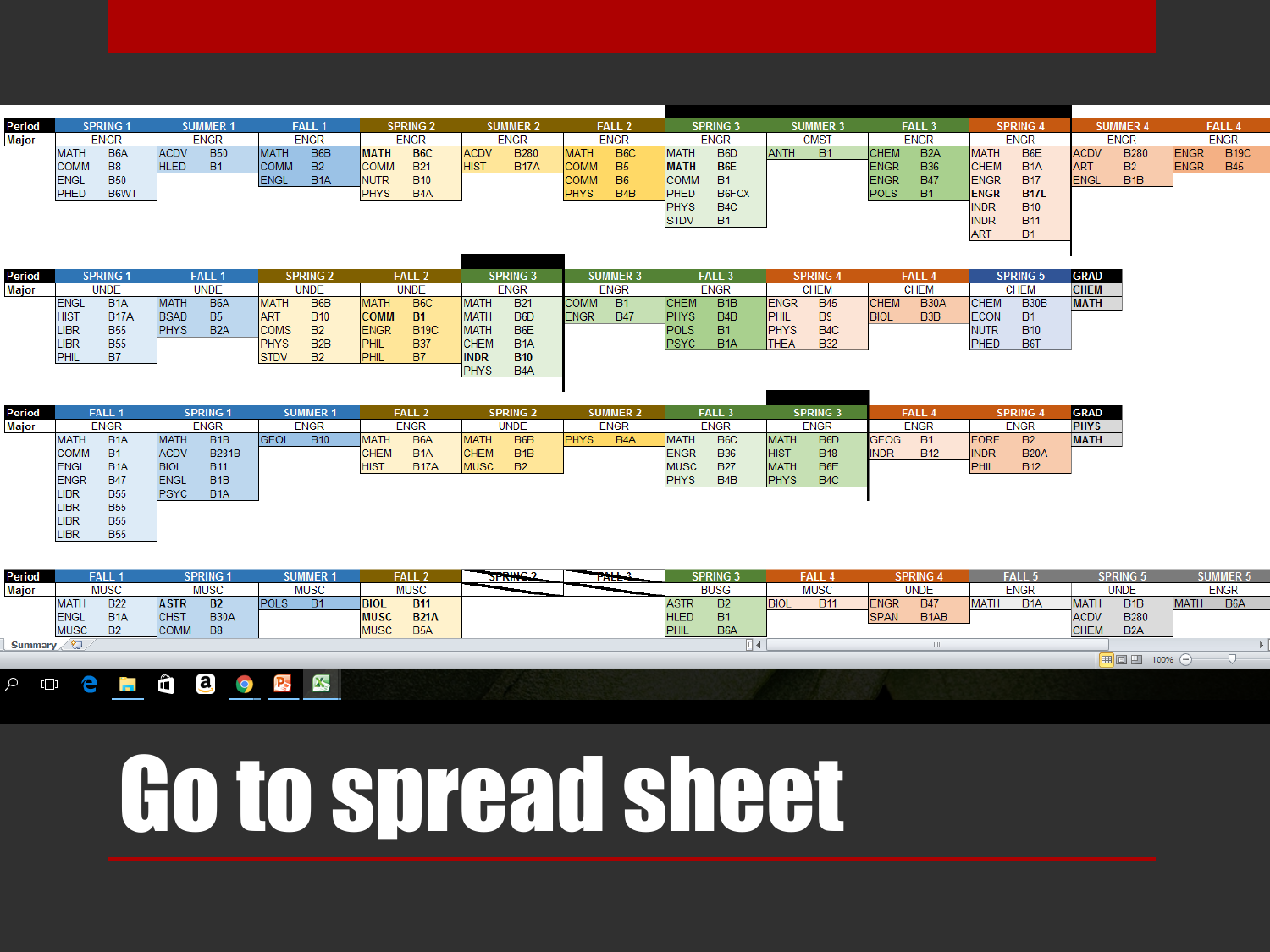| Period | SPRING 1 | SUMMER 1 | FALL 1 | SPRING 2 | SUMMER 2 | FALL 2 | SPRING 3 | SUMMER 3 | FALL 3 | SPRING 4 | SUMMER 4 | FALL 4 |
|---|---|---|---|---|---|---|---|---|---|---|---|---|
| Major | ENGR | ENGR | ENGR | ENGR | ENGR | ENGR | ENGR | CMST | ENGR | ENGR | ENGR | ENGR |
| | MATH B6A | ACDV B50 | MATH B6B | **MATH B6C** | ACDV B280 | MATH B6C | MATH B6D | ANTH B1 | CHEM B2A | MATH B6E | ACDV B280 | ENGR B19C |
| | COMM B8 | HLED B1 | COMM B2 | COMM B21 | HIST B17A | COMM B5 | **MATH B6E** | | ENGR B36 | CHEM B1A | ART B2 | ENGR B45 |
| | ENGL B50 | | ENGL B1A | NUTR B10 | | COMM B6 | COMM B1 | | ENGR B47 | ENGR B17 | ENGL B1B | |
| | PHED B6WT | | | PHYS B4A | | PHYS B4B | PHED B6FCX | | POLS B1 | **ENGR B17L** | | |
| | | | | | | | PHYS B4C | | | INDR B10 | | |
| | | | | | | | STDV B1 | | | INDR B11 | | |
| | | | | | | | | | | ART B1 | | |

| Period | SPRING 1 | FALL 1 | SPRING 2 | FALL 2 | SPRING 3 | SUMMER 3 | FALL 3 | SPRING 4 | FALL 4 | SPRING 5 | GRAD |
|---|---|---|---|---|---|---|---|---|---|---|---|
| Major | UNDE | UNDE | UNDE | UNDE | ENGR | ENGR | ENGR | CHEM | CHEM | CHEM | **CHEM** |
| | ENGL B1A | MATH B6A | MATH B6B | MATH B6C | MATH B21 | COMM B1 | CHEM B1B | ENGR B45 | CHEM B30A | CHEM B30B | **MATH** |
| | HIST B17A | BSAD B5 | ART B10 | **COMM B1** | MATH B6D | ENGR B47 | PHYS B4B | PHIL B9 | BIOL B3B | ECON B1 | |
| | LIBR B55 | PHYS B2A | COMS B2 | ENGR B19C | MATH B6E | | POLS B1 | PHYS B4C | | NUTR B10 | |
| | LIBR B55 | | PHYS B2B | PHIL B37 | CHEM B1A | | PSYC B1A | THEA B32 | | PHED B6T | |
| | PHIL B7 | | STDV B2 | PHIL B7 | **INDR B10** | | | | | | |
| | | | | | PHYS B4A | | | | | | |

| Period | FALL 1 | SPRING 1 | SUMMER 1 | FALL 2 | SPRING 2 | SUMMER 2 | FALL 3 | SPRING 3 | FALL 4 | SPRING 4 | GRAD |
|---|---|---|---|---|---|---|---|---|---|---|---|
| Major | ENGR | ENGR | ENGR | ENGR | UNDE | ENGR | ENGR | ENGR | ENGR | ENGR | **PHYS** |
| | MATH B1A | MATH B1B | GEOL B10 | MATH B6A | MATH B6B | PHYS B4A | MATH B6C | MATH B6D | GEOG B1 | FORE B2 | **MATH** |
| | COMM B1 | ACDV B281B | | CHEM B1A | CHEM B1B | | ENGR B36 | HIST B18 | INDR B12 | INDR B20A | |
| | ENGL B1A | BIOL B11 | | HIST B17A | MUSC B2 | | MUSC B27 | MATH B6E | | PHIL B12 | |
| | ENGR B47 | ENGL B1B | | | | | PHYS B4B | PHYS B4C | | | |
| | LIBR B55 | PSYC B1A | | | | | | | | | |
| | LIBR B55 | | | | | | | | | | |
| | LIBR B55 | | | | | | | | | | |
| | LIBR B55 | | | | | | | | | | |

| Period | FALL 1 | SPRING 1 | SUMMER 1 | FALL 2 | ~~SPRING 2~~ | ~~FALL 3~~ | SPRING 3 | FALL 4 | SPRING 4 | FALL 5 | SPRING 5 | SUMMER 5 |
|---|---|---|---|---|---|---|---|---|---|---|---|---|
| Major | MUSC | MUSC | MUSC | MUSC | | | BUSG | MUSC | UNDE | ENGR | UNDE | ENGR |
| | MATH B22 | **ASTR B2** | POLS B1 | **BIOL B11** | | | ASTR B2 | BIOL B11 | ENGR B47 | MATH B1A | MATH B1B | MATH B6A |
| | ENGL B1A | CHST B30A | | **MUSC B21A** | | | HLED B1 | | SPAN B1AB | | ACDV B280 | |
| | MUSC B2 | COMM B8 | | MUSC B5A | | | PHIL B6A | | | | CHEM B2A | |

# Go to spread sheet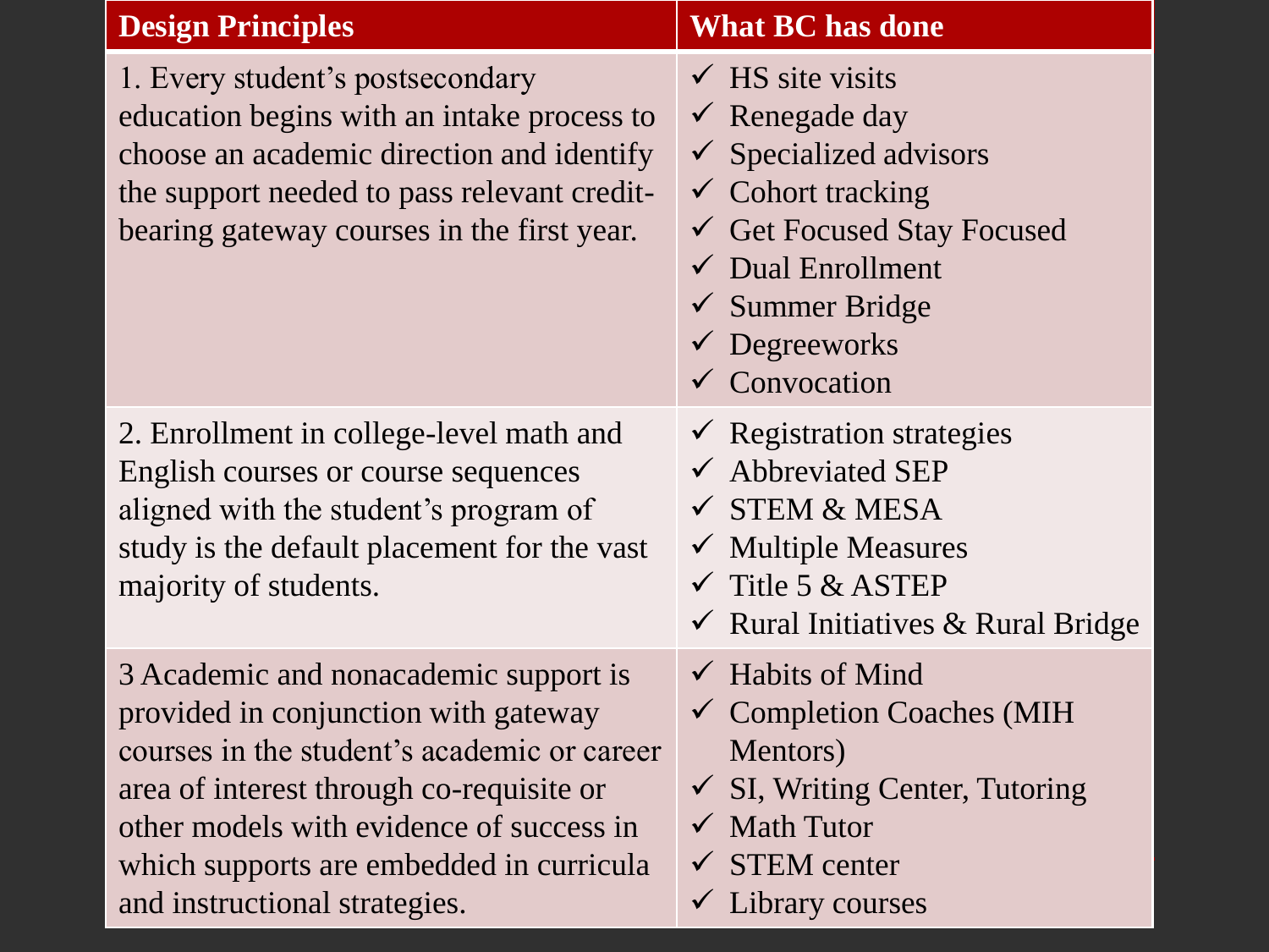| Design Principles | What BC has done |
|---|---|
| 1. Every student's postsecondary education begins with an intake process to choose an academic direction and identify the support needed to pass relevant credit-bearing gateway courses in the first year. | ✓ HS site visits<br>✓ Renegade day<br>✓ Specialized advisors<br>✓ Cohort tracking<br>✓ Get Focused Stay Focused<br>✓ Dual Enrollment<br>✓ Summer Bridge<br>✓ Degreeworks<br>✓ Convocation |
| 2. Enrollment in college-level math and English courses or course sequences aligned with the student's program of study is the default placement for the vast majority of students. | ✓ Registration strategies<br>✓ Abbreviated SEP<br>✓ STEM & MESA<br>✓ Multiple Measures<br>✓ Title 5 & ASTEP<br>✓ Rural Initiatives & Rural Bridge |
| 3 Academic and nonacademic support is provided in conjunction with gateway courses in the student's academic or career area of interest through co-requisite or other models with evidence of success in which supports are embedded in curricula and instructional strategies. | ✓ Habits of Mind<br>✓ Completion Coaches (MIH Mentors)<br>✓ SI, Writing Center, Tutoring<br>✓ Math Tutor<br>✓ STEM center<br>✓ Library courses |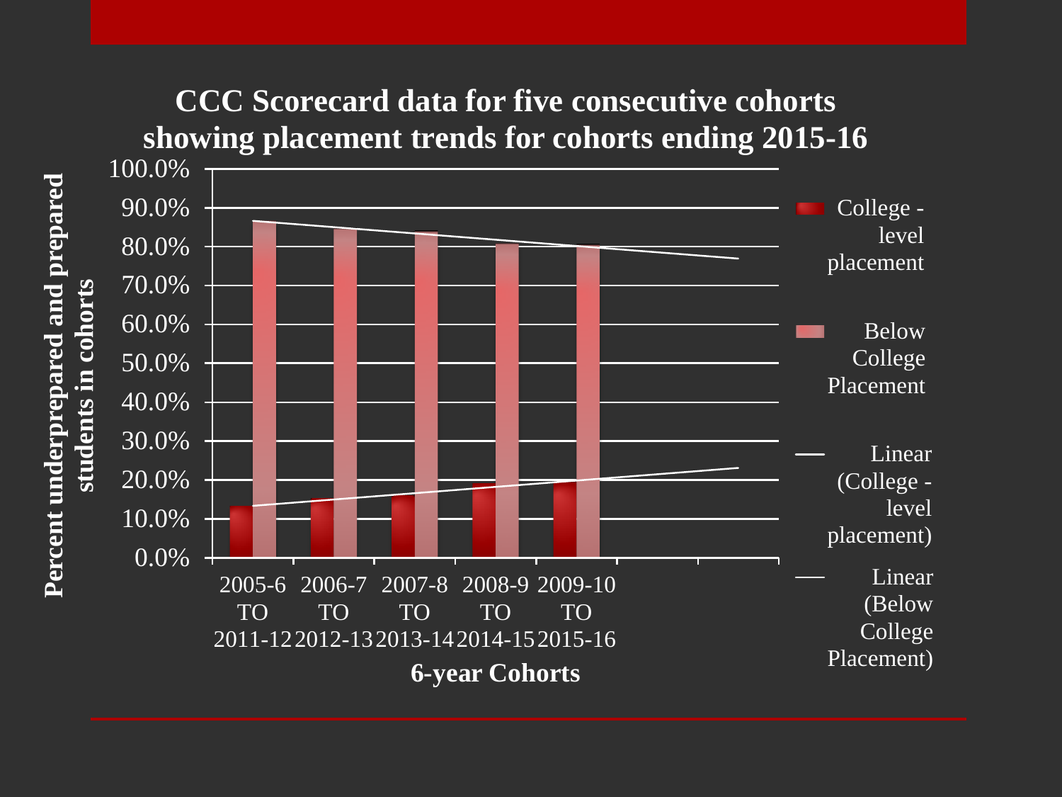## CCC Scorecard data for five consecutive cohorts showing placement trends for cohorts ending 2015-16

Percent underprepared and prepared students in cohorts

100.0%
90.0%
80.0%
70.0%
60.0%
50.0%
40.0%
30.0%
20.0%
10.0%
0.0%

2005-6 TO 2011-12 | 2006-7 TO 2012-13 | 2007-8 TO 2013-14 | 2008-9 TO 2014-15 | 2009-10 TO 2015-16

**6-year Cohorts**

- College - level placement
- Below College Placement
- Linear (College - level placement)
- Linear (Below College Placement)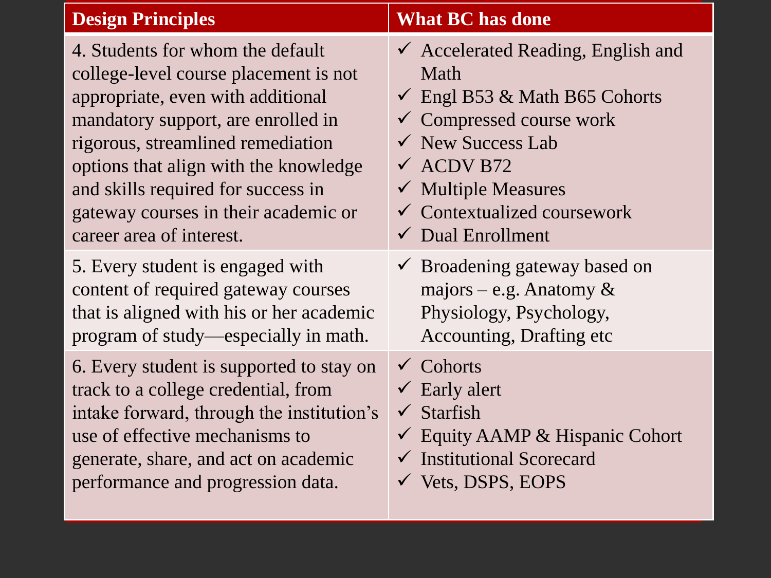| Design Principles | What BC has done |
| --- | --- |
| 4. Students for whom the default college-level course placement is not appropriate, even with additional mandatory support, are enrolled in rigorous, streamlined remediation options that align with the knowledge and skills required for success in gateway courses in their academic or career area of interest. | ✓ Accelerated Reading, English and Math<br>✓ Engl B53 & Math B65 Cohorts<br>✓ Compressed course work<br>✓ New Success Lab<br>✓ ACDV B72<br>✓ Multiple Measures<br>✓ Contextualized coursework<br>✓ Dual Enrollment |
| 5. Every student is engaged with content of required gateway courses that is aligned with his or her academic program of study—especially in math. | ✓ Broadening gateway based on majors – e.g. Anatomy & Physiology, Psychology, Accounting, Drafting etc |
| 6. Every student is supported to stay on track to a college credential, from intake forward, through the institution's use of effective mechanisms to generate, share, and act on academic performance and progression data. | ✓ Cohorts<br>✓ Early alert<br>✓ Starfish<br>✓ Equity AAMP & Hispanic Cohort<br>✓ Institutional Scorecard<br>✓ Vets, DSPS, EOPS |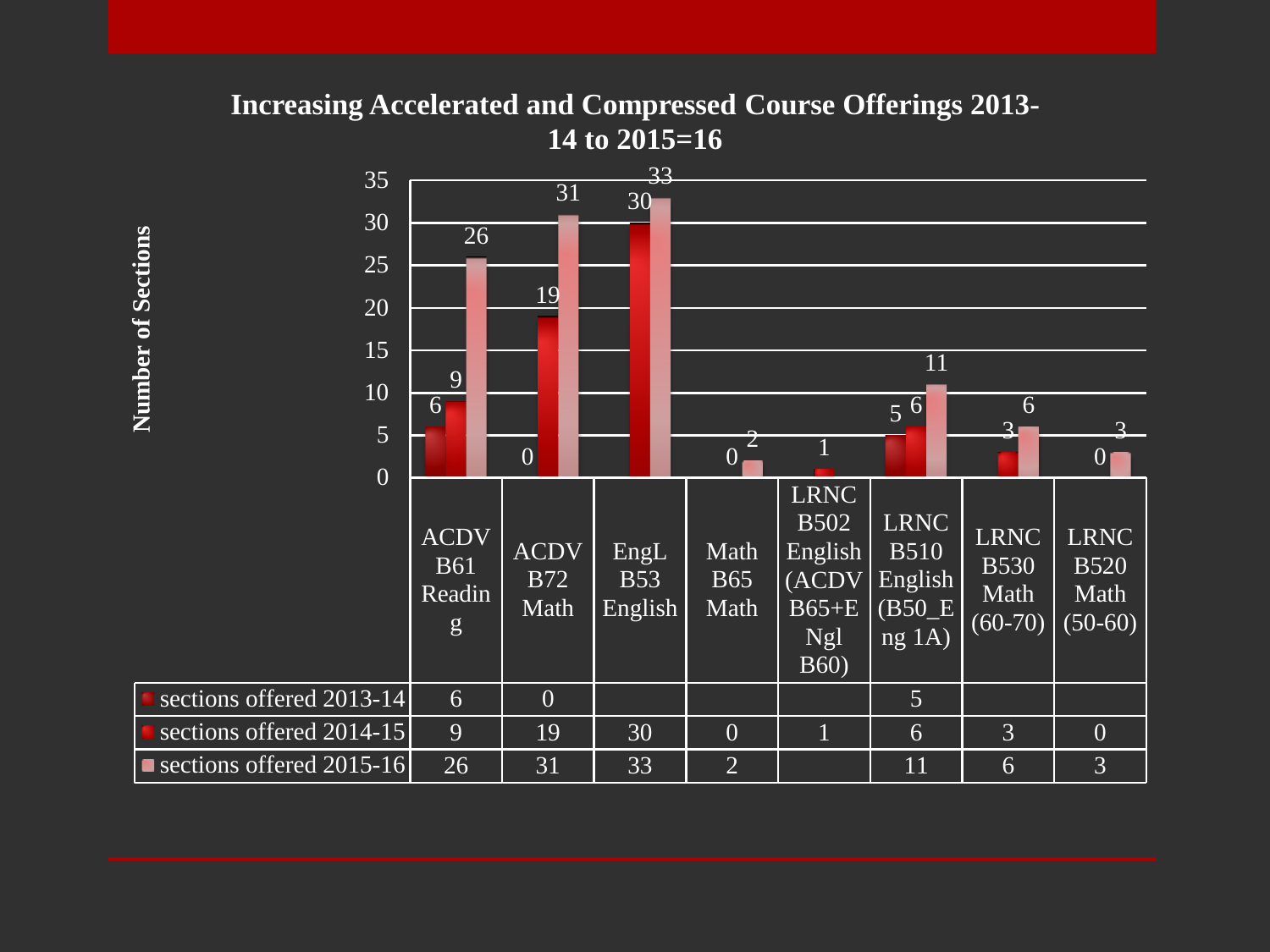## Increasing Accelerated and Compressed Course Offerings 2013-14 to 2015=16

Number of Sections

| | ACDV B61 Reading | ACDV B72 Math | EngL B53 English | Math B65 Math | LRNC B502 English (ACDV B65+ENgl B60) | LRNC B510 English (B50_Eng 1A) | LRNC B530 Math (60-70) | LRNC B520 Math (50-60) |
|---|---|---|---|---|---|---|---|---|
| sections offered 2013-14 | 6 | 0 | | | | 5 | | |
| sections offered 2014-15 | 9 | 19 | 30 | 0 | 1 | 6 | 3 | 0 |
| sections offered 2015-16 | 26 | 31 | 33 | 2 | | 11 | 6 | 3 |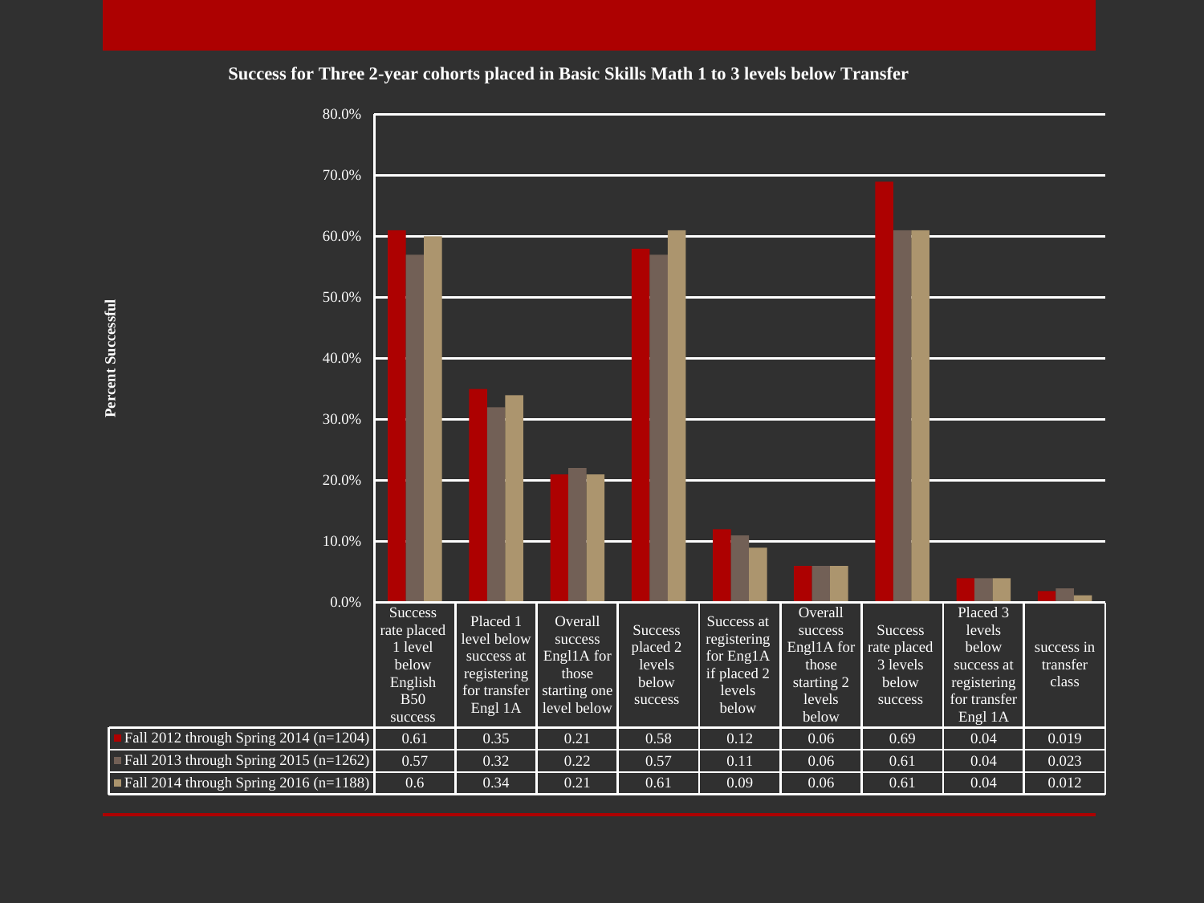## Success for Three 2-year cohorts placed in Basic Skills Math 1 to 3 levels below Transfer

| | Success rate placed 1 level below English B50 success | Placed 1 level below success at registering for transfer Engl 1A | Overall success Engl1A for those starting one level below | Success placed 2 levels below success | Success at registering for Eng1A if placed 2 levels below | Overall success Engl1A for those starting 2 levels below | Success rate placed 3 levels below success | Placed 3 levels below success at registering for transfer Engl 1A | success in transfer class |
|---|---|---|---|---|---|---|---|---|---|
| Fall 2012 through Spring 2014 (n=1204) | 0.61 | 0.35 | 0.21 | 0.58 | 0.12 | 0.06 | 0.69 | 0.04 | 0.019 |
| Fall 2013 through Spring 2015 (n=1262) | 0.57 | 0.32 | 0.22 | 0.57 | 0.11 | 0.06 | 0.61 | 0.04 | 0.023 |
| Fall 2014 through Spring 2016 (n=1188) | 0.6 | 0.34 | 0.21 | 0.61 | 0.09 | 0.06 | 0.61 | 0.04 | 0.012 |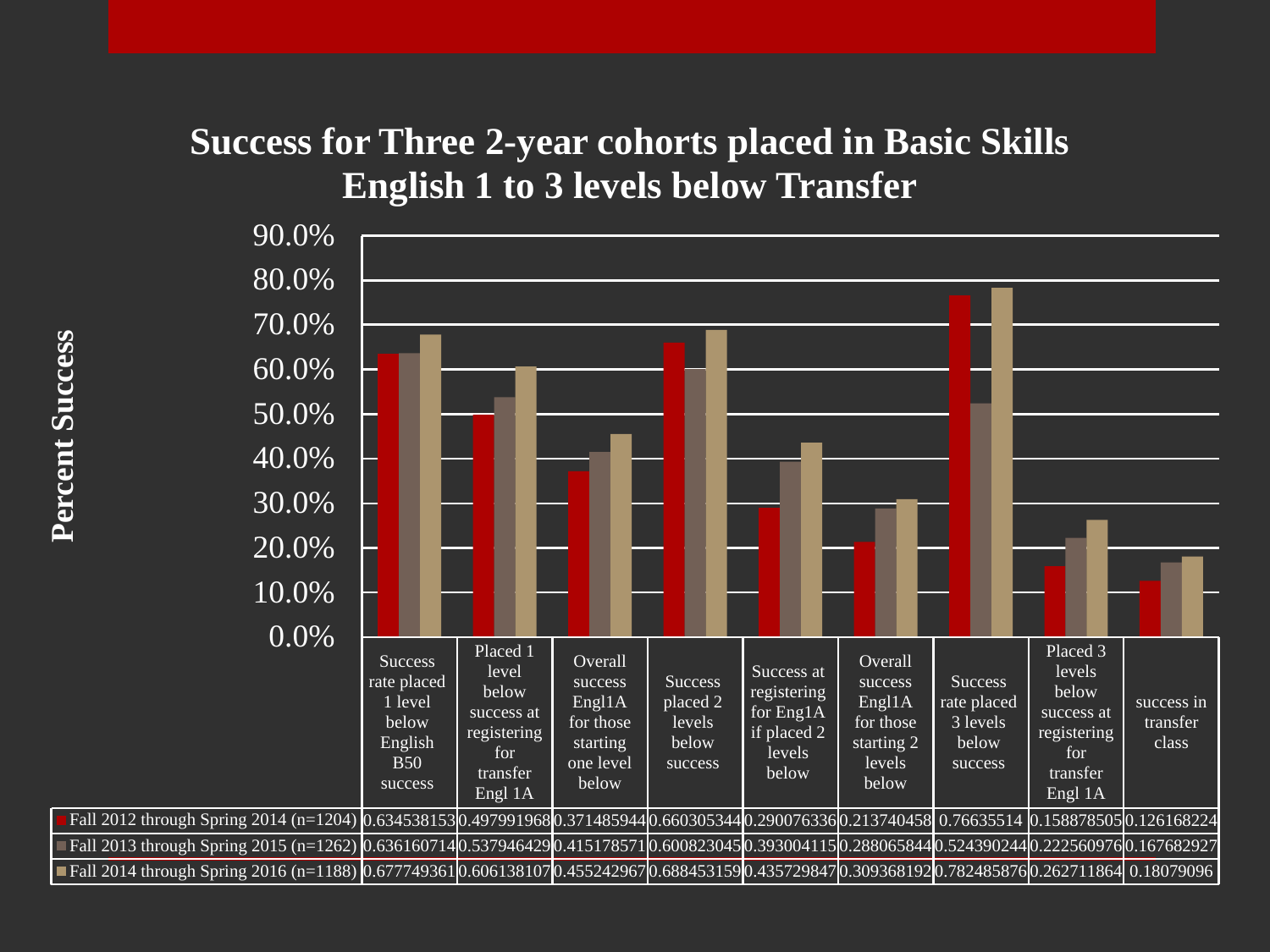# Success for Three 2-year cohorts placed in Basic Skills English 1 to 3 levels below Transfer

| | Success rate placed 1 level below English B50 success | Placed 1 level below success at registering for transfer Engl 1A | Overall success Engl1A for those starting one level below | Success placed 2 levels below success | Success at registering for Eng1A if placed 2 levels below | Overall success Engl1A for those starting 2 levels below | Success rate placed 3 levels below success | Placed 3 levels below success at registering for transfer Engl 1A | success in transfer class |
|---|---|---|---|---|---|---|---|---|---|
| Fall 2012 through Spring 2014 (n=1204) | 0.634538153 | 0.497991968 | 0.371485944 | 0.660305344 | 0.290076336 | 0.213740458 | 0.76635514 | 0.158878505 | 0.126168224 |
| Fall 2013 through Spring 2015 (n=1262) | 0.636160714 | 0.537946429 | 0.415178571 | 0.600823045 | 0.393004115 | 0.288065844 | 0.524390244 | 0.222560976 | 0.167682927 |
| Fall 2014 through Spring 2016 (n=1188) | 0.677749361 | 0.606138107 | 0.455242967 | 0.688453159 | 0.435729847 | 0.309368192 | 0.782485876 | 0.262711864 | 0.18079096 |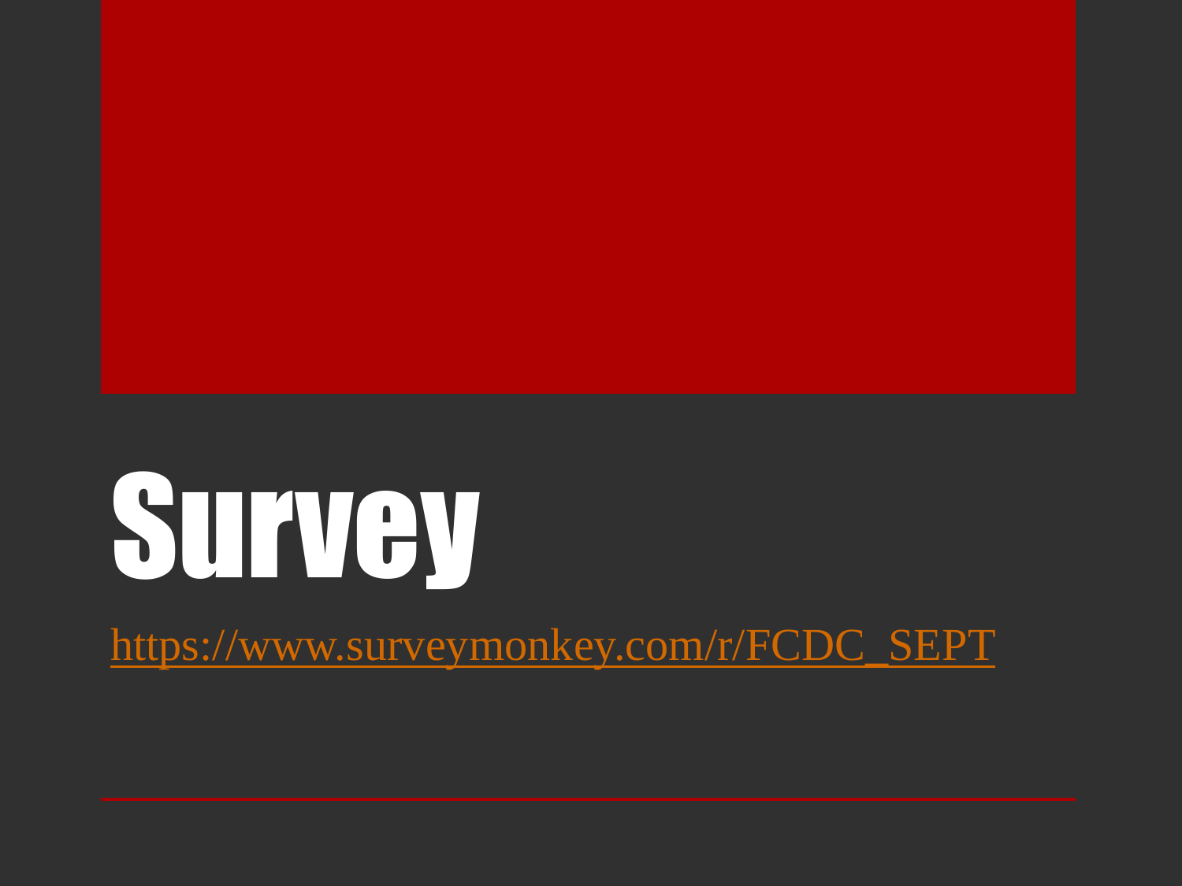# Survey

https://www.surveymonkey.com/r/FCDC_SEPT